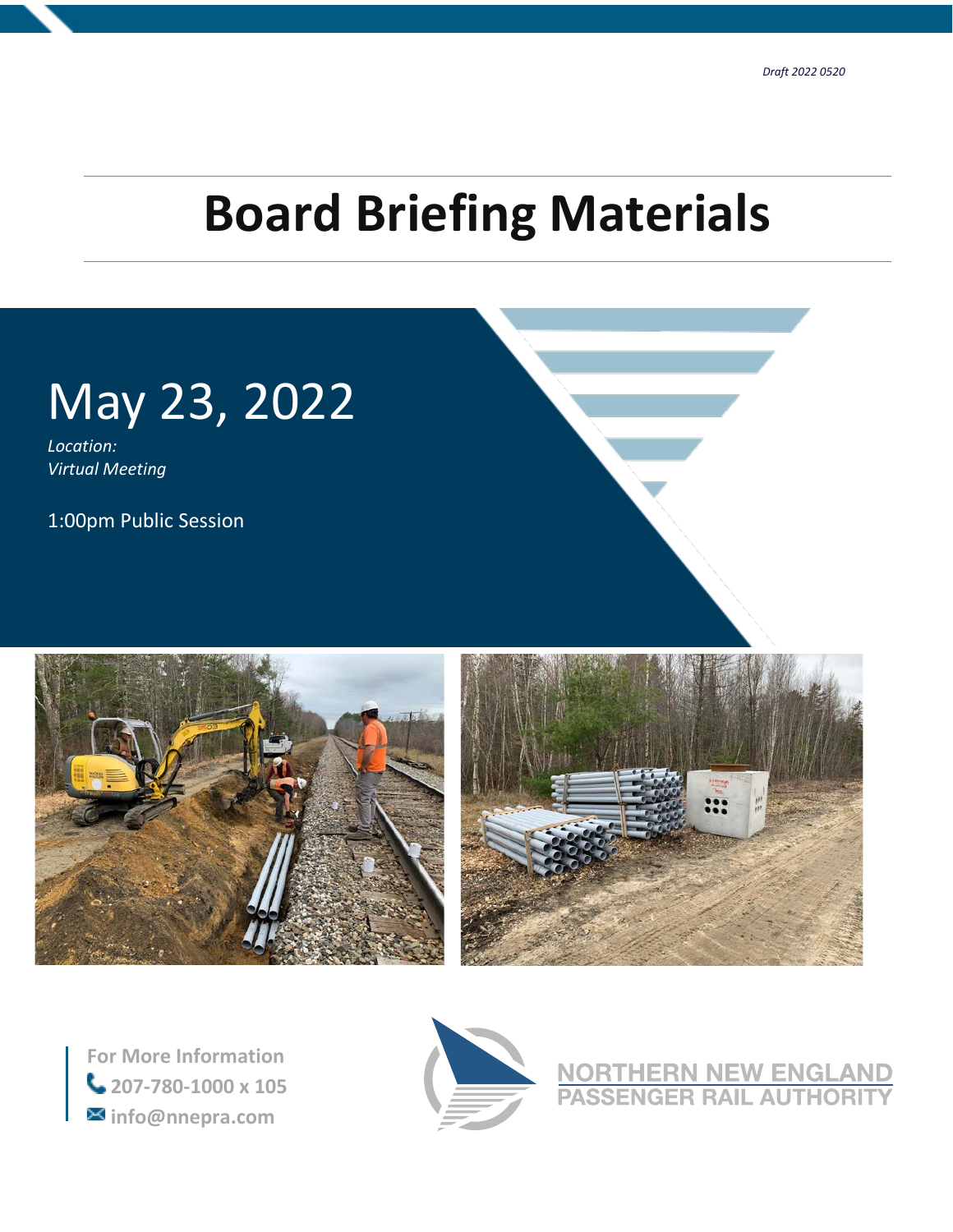*Draft 2022 0520*

# Board Briefing Materials

## May 23, 2022

*Location:*
*Virtual Meeting*

1:00pm Public Session

**For More Information**
**207-780-1000 x 105**
**info@nnepra.com**

NORTHERN NEW ENGLAND
PASSENGER RAIL AUTHORITY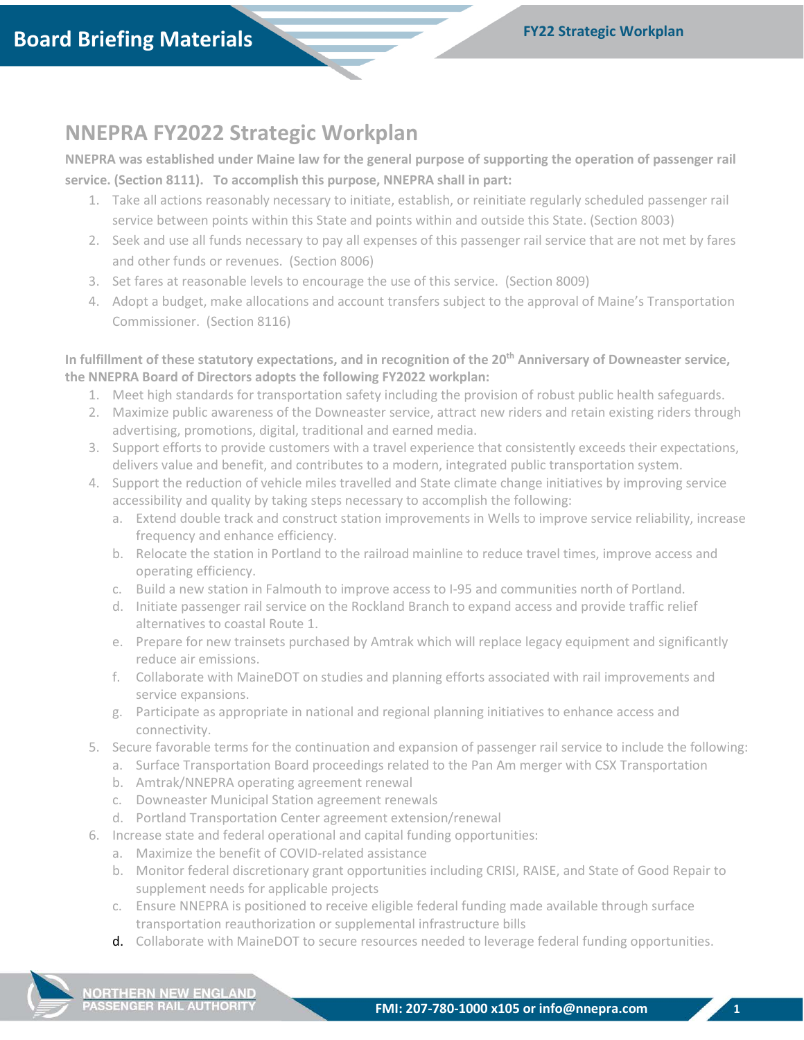# NNEPRA FY2022 Strategic Workplan

**NNEPRA was established under Maine law for the general purpose of supporting the operation of passenger rail service. (Section 8111). To accomplish this purpose, NNEPRA shall in part:**

1. Take all actions reasonably necessary to initiate, establish, or reinitiate regularly scheduled passenger rail service between points within this State and points within and outside this State. (Section 8003)
2. Seek and use all funds necessary to pay all expenses of this passenger rail service that are not met by fares and other funds or revenues. (Section 8006)
3. Set fares at reasonable levels to encourage the use of this service. (Section 8009)
4. Adopt a budget, make allocations and account transfers subject to the approval of Maine's Transportation Commissioner. (Section 8116)

**In fulfillment of these statutory expectations, and in recognition of the 20th Anniversary of Downeaster service, the NNEPRA Board of Directors adopts the following FY2022 workplan:**

1. Meet high standards for transportation safety including the provision of robust public health safeguards.
2. Maximize public awareness of the Downeaster service, attract new riders and retain existing riders through advertising, promotions, digital, traditional and earned media.
3. Support efforts to provide customers with a travel experience that consistently exceeds their expectations, delivers value and benefit, and contributes to a modern, integrated public transportation system.
4. Support the reduction of vehicle miles travelled and State climate change initiatives by improving service accessibility and quality by taking steps necessary to accomplish the following:
   a. Extend double track and construct station improvements in Wells to improve service reliability, increase frequency and enhance efficiency.
   b. Relocate the station in Portland to the railroad mainline to reduce travel times, improve access and operating efficiency.
   c. Build a new station in Falmouth to improve access to I-95 and communities north of Portland.
   d. Initiate passenger rail service on the Rockland Branch to expand access and provide traffic relief alternatives to coastal Route 1.
   e. Prepare for new trainsets purchased by Amtrak which will replace legacy equipment and significantly reduce air emissions.
   f. Collaborate with MaineDOT on studies and planning efforts associated with rail improvements and service expansions.
   g. Participate as appropriate in national and regional planning initiatives to enhance access and connectivity.
5. Secure favorable terms for the continuation and expansion of passenger rail service to include the following:
   a. Surface Transportation Board proceedings related to the Pan Am merger with CSX Transportation
   b. Amtrak/NNEPRA operating agreement renewal
   c. Downeaster Municipal Station agreement renewals
   d. Portland Transportation Center agreement extension/renewal
6. Increase state and federal operational and capital funding opportunities:
   a. Maximize the benefit of COVID-related assistance
   b. Monitor federal discretionary grant opportunities including CRISI, RAISE, and State of Good Repair to supplement needs for applicable projects
   c. Ensure NNEPRA is positioned to receive eligible federal funding made available through surface transportation reauthorization or supplemental infrastructure bills
   d. Collaborate with MaineDOT to secure resources needed to leverage federal funding opportunities.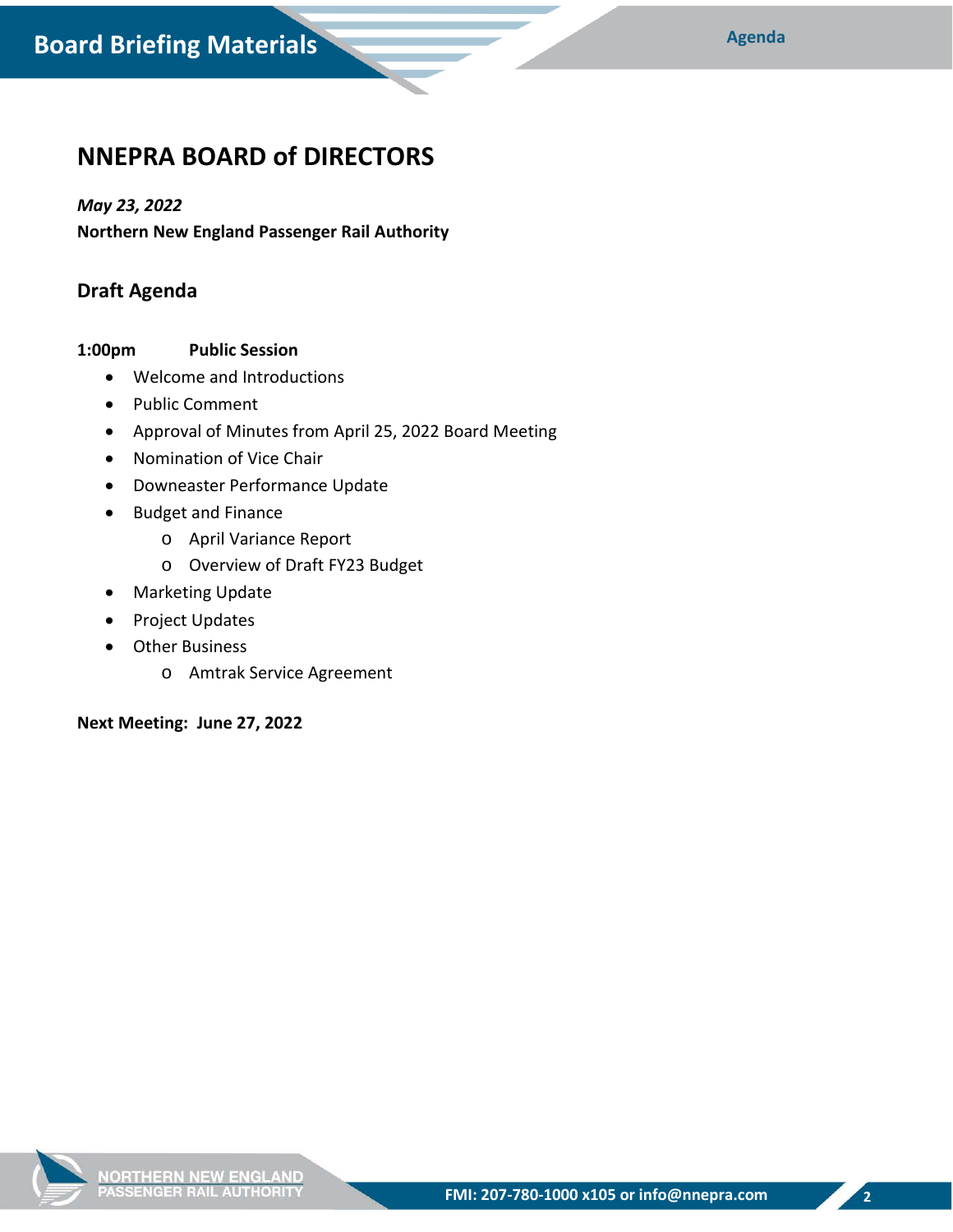# NNEPRA BOARD of DIRECTORS

***May 23, 2022***

**Northern New England Passenger Rail Authority**

## Draft Agenda

**1:00pm Public Session**

- Welcome and Introductions
- Public Comment
- Approval of Minutes from April 25, 2022 Board Meeting
- Nomination of Vice Chair
- Downeaster Performance Update
- Budget and Finance
  - April Variance Report
  - Overview of Draft FY23 Budget
- Marketing Update
- Project Updates
- Other Business
  - Amtrak Service Agreement

**Next Meeting: June 27, 2022**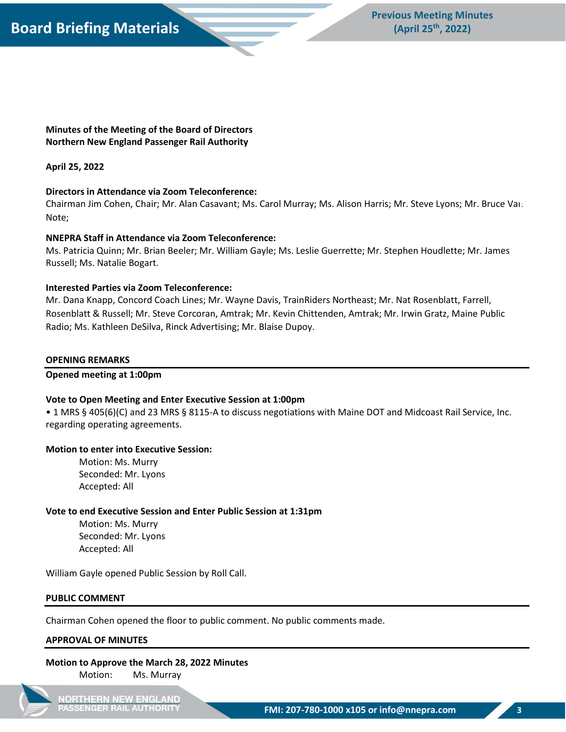**Minutes of the Meeting of the Board of Directors**
**Northern New England Passenger Rail Authority**

**April 25, 2022**

**Directors in Attendance via Zoom Teleconference:**
Chairman Jim Cohen, Chair; Mr. Alan Casavant; Ms. Carol Murray; Ms. Alison Harris; Mr. Steve Lyons; Mr. Bruce Van Note;

**NNEPRA Staff in Attendance via Zoom Teleconference:**
Ms. Patricia Quinn; Mr. Brian Beeler; Mr. William Gayle; Ms. Leslie Guerrette; Mr. Stephen Houdlette; Mr. James Russell; Ms. Natalie Bogart.

**Interested Parties via Zoom Teleconference:**
Mr. Dana Knapp, Concord Coach Lines; Mr. Wayne Davis, TrainRiders Northeast; Mr. Nat Rosenblatt, Farrell, Rosenblatt & Russell; Mr. Steve Corcoran, Amtrak; Mr. Kevin Chittenden, Amtrak; Mr. Irwin Gratz, Maine Public Radio; Ms. Kathleen DeSilva, Rinck Advertising; Mr. Blaise Dupoy.

## OPENING REMARKS

**Opened meeting at 1:00pm**

**Vote to Open Meeting and Enter Executive Session at 1:00pm**

- 1 MRS § 405(6)(C) and 23 MRS § 8115-A to discuss negotiations with Maine DOT and Midcoast Rail Service, Inc. regarding operating agreements.

**Motion to enter into Executive Session:**

Motion: Ms. Murry
Seconded: Mr. Lyons
Accepted: All

**Vote to end Executive Session and Enter Public Session at 1:31pm**

Motion: Ms. Murry
Seconded: Mr. Lyons
Accepted: All

William Gayle opened Public Session by Roll Call.

## PUBLIC COMMENT

Chairman Cohen opened the floor to public comment. No public comments made.

## APPROVAL OF MINUTES

**Motion to Approve the March 28, 2022 Minutes**

Motion: Ms. Murray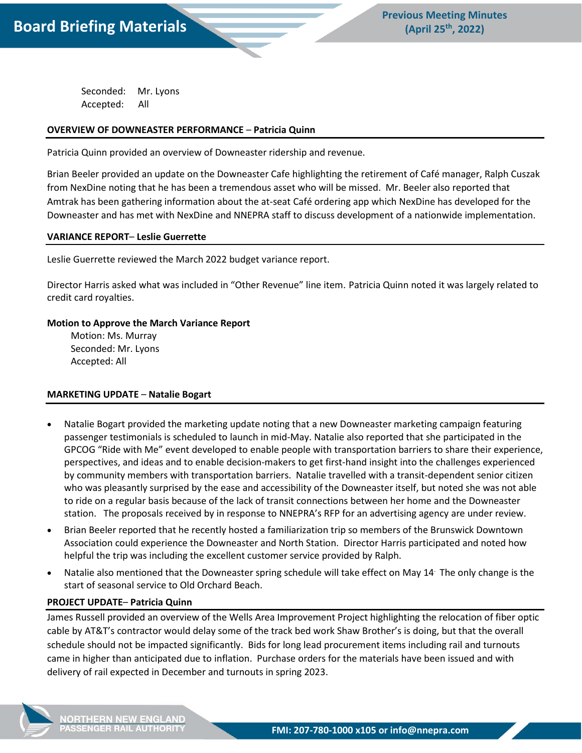Seconded: Mr. Lyons
Accepted: All

## OVERVIEW OF DOWNEASTER PERFORMANCE – Patricia Quinn

Patricia Quinn provided an overview of Downeaster ridership and revenue.

Brian Beeler provided an update on the Downeaster Cafe highlighting the retirement of Café manager, Ralph Cuszak from NexDine noting that he has been a tremendous asset who will be missed. Mr. Beeler also reported that Amtrak has been gathering information about the at-seat Café ordering app which NexDine has developed for the Downeaster and has met with NexDine and NNEPRA staff to discuss development of a nationwide implementation.

## VARIANCE REPORT– Leslie Guerrette

Leslie Guerrette reviewed the March 2022 budget variance report.

Director Harris asked what was included in "Other Revenue" line item. Patricia Quinn noted it was largely related to credit card royalties.

**Motion to Approve the March Variance Report**
Motion: Ms. Murray
Seconded: Mr. Lyons
Accepted: All

## MARKETING UPDATE – Natalie Bogart

- Natalie Bogart provided the marketing update noting that a new Downeaster marketing campaign featuring passenger testimonials is scheduled to launch in mid-May. Natalie also reported that she participated in the GPCOG "Ride with Me" event developed to enable people with transportation barriers to share their experience, perspectives, and ideas and to enable decision-makers to get first-hand insight into the challenges experienced by community members with transportation barriers. Natalie travelled with a transit-dependent senior citizen who was pleasantly surprised by the ease and accessibility of the Downeaster itself, but noted she was not able to ride on a regular basis because of the lack of transit connections between her home and the Downeaster station. The proposals received by in response to NNEPRA's RFP for an advertising agency are under review.
- Brian Beeler reported that he recently hosted a familiarization trip so members of the Brunswick Downtown Association could experience the Downeaster and North Station. Director Harris participated and noted how helpful the trip was including the excellent customer service provided by Ralph.
- Natalie also mentioned that the Downeaster spring schedule will take effect on May 14. The only change is the start of seasonal service to Old Orchard Beach.

## PROJECT UPDATE– Patricia Quinn

James Russell provided an overview of the Wells Area Improvement Project highlighting the relocation of fiber optic cable by AT&T's contractor would delay some of the track bed work Shaw Brother's is doing, but that the overall schedule should not be impacted significantly. Bids for long lead procurement items including rail and turnouts came in higher than anticipated due to inflation. Purchase orders for the materials have been issued and with delivery of rail expected in December and turnouts in spring 2023.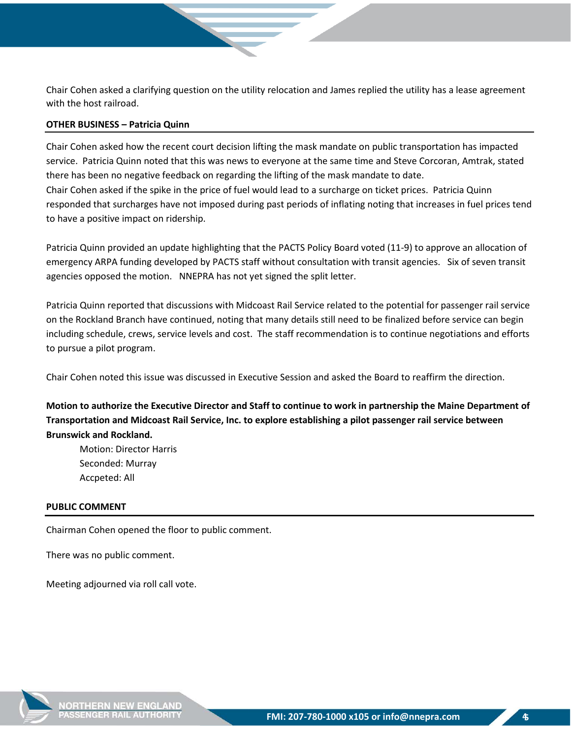Chair Cohen asked a clarifying question on the utility relocation and James replied the utility has a lease agreement with the host railroad.

**OTHER BUSINESS – Patricia Quinn**

Chair Cohen asked how the recent court decision lifting the mask mandate on public transportation has impacted service. Patricia Quinn noted that this was news to everyone at the same time and Steve Corcoran, Amtrak, stated there has been no negative feedback on regarding the lifting of the mask mandate to date.
Chair Cohen asked if the spike in the price of fuel would lead to a surcharge on ticket prices. Patricia Quinn responded that surcharges have not imposed during past periods of inflating noting that increases in fuel prices tend to have a positive impact on ridership.

Patricia Quinn provided an update highlighting that the PACTS Policy Board voted (11-9) to approve an allocation of emergency ARPA funding developed by PACTS staff without consultation with transit agencies. Six of seven transit agencies opposed the motion. NNEPRA has not yet signed the split letter.

Patricia Quinn reported that discussions with Midcoast Rail Service related to the potential for passenger rail service on the Rockland Branch have continued, noting that many details still need to be finalized before service can begin including schedule, crews, service levels and cost. The staff recommendation is to continue negotiations and efforts to pursue a pilot program.

Chair Cohen noted this issue was discussed in Executive Session and asked the Board to reaffirm the direction.

**Motion to authorize the Executive Director and Staff to continue to work in partnership the Maine Department of Transportation and Midcoast Rail Service, Inc. to explore establishing a pilot passenger rail service between Brunswick and Rockland.**

Motion: Director Harris
Seconded: Murray
Accpeted: All

**PUBLIC COMMENT**

Chairman Cohen opened the floor to public comment.

There was no public comment.

Meeting adjourned via roll call vote.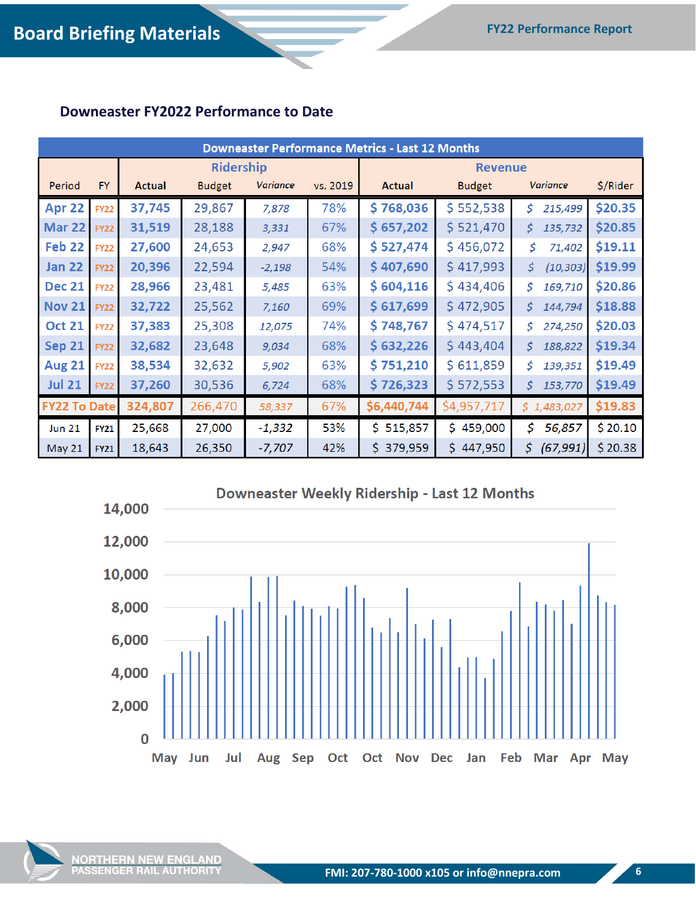## Downeaster FY2022 Performance to Date

| Downeaster Performance Metrics - Last 12 Months | | | | | | | | | |
|---|---|---|---|---|---|---|---|---|---|
| | | Ridership | | | | Revenue | | | |
| Period | FY | Actual | Budget | *Variance* | vs. 2019 | Actual | Budget | *Variance* | $/Rider |
| Apr 22 | FY22 | 37,745 | 29,867 | *7,878* | 78% | $ 768,036 | $ 552,538 | *$ 215,499* | $20.35 |
| Mar 22 | FY22 | 31,519 | 28,188 | *3,331* | 67% | $ 657,202 | $ 521,470 | *$ 135,732* | $20.85 |
| Feb 22 | FY22 | 27,600 | 24,653 | *2,947* | 68% | $ 527,474 | $ 456,072 | *$ 71,402* | $19.11 |
| Jan 22 | FY22 | 20,396 | 22,594 | *-2,198* | 54% | $ 407,690 | $ 417,993 | *$ (10,303)* | $19.99 |
| Dec 21 | FY22 | 28,966 | 23,481 | *5,485* | 63% | $ 604,116 | $ 434,406 | *$ 169,710* | $20.86 |
| Nov 21 | FY22 | 32,722 | 25,562 | *7,160* | 69% | $ 617,699 | $ 472,905 | *$ 144,794* | $18.88 |
| Oct 21 | FY22 | 37,383 | 25,308 | *12,075* | 74% | $ 748,767 | $ 474,517 | *$ 274,250* | $20.03 |
| Sep 21 | FY22 | 32,682 | 23,648 | *9,034* | 68% | $ 632,226 | $ 443,404 | *$ 188,822* | $19.34 |
| Aug 21 | FY22 | 38,534 | 32,632 | *5,902* | 63% | $ 751,210 | $ 611,859 | *$ 139,351* | $19.49 |
| Jul 21 | FY22 | 37,260 | 30,536 | *6,724* | 68% | $ 726,323 | $ 572,553 | *$ 153,770* | $19.49 |
| FY22 To Date | | 324,807 | 266,470 | *58,337* | 67% | $6,440,744 | $4,957,717 | *$ 1,483,027* | $19.83 |
| Jun 21 | FY21 | 25,668 | 27,000 | *-1,332* | 53% | $ 515,857 | $ 459,000 | *$ 56,857* | $ 20.10 |
| May 21 | FY21 | 18,643 | 26,350 | *-7,707* | 42% | $ 379,959 | $ 447,950 | *$ (67,991)* | $ 20.38 |

**Downeaster Weekly Ridership - Last 12 Months**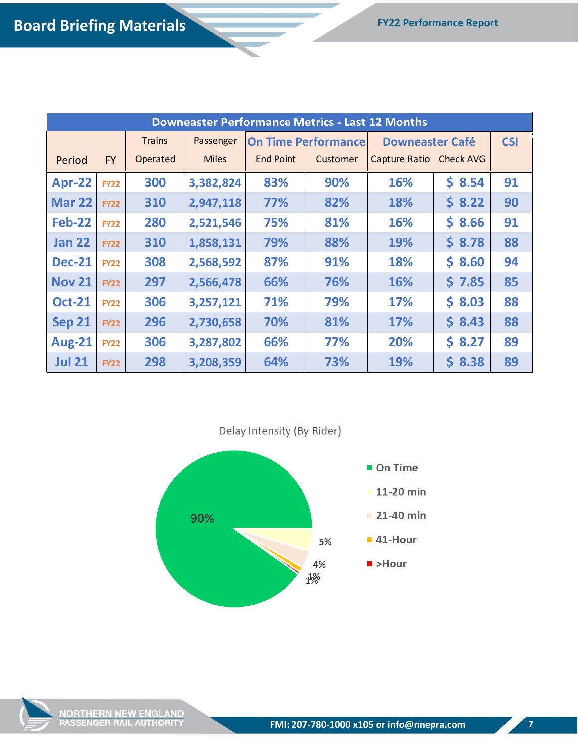## Downeaster Performance Metrics - Last 12 Months

| Period | FY | Trains Operated | Passenger Miles | On Time Performance | | Downeaster Café | | CSI |
|---|---|---|---|---|---|---|---|---|
| | | | | End Point | Customer | Capture Ratio | Check AVG | |
| Apr-22 | FY22 | 300 | 3,382,824 | 83% | 90% | 16% | $ 8.54 | 91 |
| Mar 22 | FY22 | 310 | 2,947,118 | 77% | 82% | 18% | $ 8.22 | 90 |
| Feb-22 | FY22 | 280 | 2,521,546 | 75% | 81% | 16% | $ 8.66 | 91 |
| Jan 22 | FY22 | 310 | 1,858,131 | 79% | 88% | 19% | $ 8.78 | 88 |
| Dec-21 | FY22 | 308 | 2,568,592 | 87% | 91% | 18% | $ 8.60 | 94 |
| Nov 21 | FY22 | 297 | 2,566,478 | 66% | 76% | 16% | $ 7.85 | 85 |
| Oct-21 | FY22 | 306 | 3,257,121 | 71% | 79% | 17% | $ 8.03 | 88 |
| Sep 21 | FY22 | 296 | 2,730,658 | 70% | 81% | 17% | $ 8.43 | 88 |
| Aug-21 | FY22 | 306 | 3,287,802 | 66% | 77% | 20% | $ 8.27 | 89 |
| Jul 21 | FY22 | 298 | 3,208,359 | 64% | 73% | 19% | $ 8.38 | 89 |

### Delay Intensity (By Rider)

| Category | Share |
|---|---|
| On Time | 90% |
| 11-20 min | 5% |
| 21-40 min | 4% |
| 41-Hour | 1% |
| >Hour | 1% |

FMI: 207-780-1000 x105 or info@nnepra.com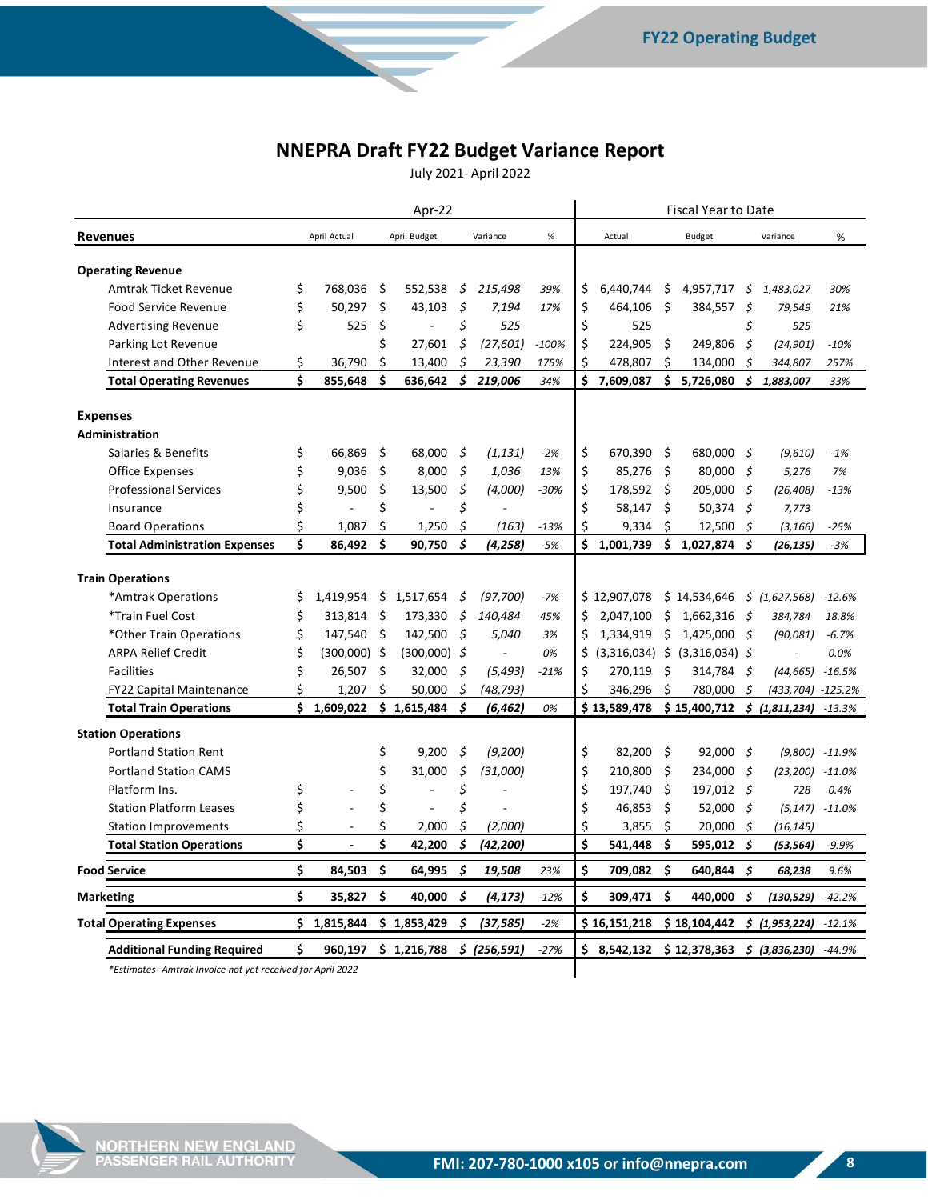## NNEPRA Draft FY22 Budget Variance Report

July 2021- April 2022

| | Apr-22 | | | | Fiscal Year to Date | | | |
|---|---|---|---|---|---|---|---|---|
| **Revenues** | April Actual | April Budget | Variance | % | Actual | Budget | Variance | % |
| **Operating Revenue** | | | | | | | | |
| Amtrak Ticket Revenue | $ 768,036 | $ 552,538 | $ 215,498 | 39% | $ 6,440,744 | $ 4,957,717 | $ 1,483,027 | 30% |
| Food Service Revenue | $ 50,297 | $ 43,103 | $ 7,194 | 17% | $ 464,106 | $ 384,557 | $ 79,549 | 21% |
| Advertising Revenue | $ 525 | $ - | $ 525 | | $ 525 | | $ 525 | |
| Parking Lot Revenue | | $ 27,601 | $ (27,601) | -100% | $ 224,905 | $ 249,806 | $ (24,901) | -10% |
| Interest and Other Revenue | $ 36,790 | $ 13,400 | $ 23,390 | 175% | $ 478,807 | $ 134,000 | $ 344,807 | 257% |
| **Total Operating Revenues** | **$ 855,648** | **$ 636,642** | ***$ 219,006*** | *34%* | **$ 7,609,087** | **$ 5,726,080** | ***$ 1,883,007*** | *33%* |
| **Expenses** | | | | | | | | |
| **Administration** | | | | | | | | |
| Salaries & Benefits | $ 66,869 | $ 68,000 | $ (1,131) | -2% | $ 670,390 | $ 680,000 | $ (9,610) | -1% |
| Office Expenses | $ 9,036 | $ 8,000 | $ 1,036 | 13% | $ 85,276 | $ 80,000 | $ 5,276 | 7% |
| Professional Services | $ 9,500 | $ 13,500 | $ (4,000) | -30% | $ 178,592 | $ 205,000 | $ (26,408) | -13% |
| Insurance | $ - | $ - | $ - | | $ 58,147 | $ 50,374 | $ 7,773 | |
| Board Operations | $ 1,087 | $ 1,250 | $ (163) | -13% | $ 9,334 | $ 12,500 | $ (3,166) | -25% |
| **Total Administration Expenses** | **$ 86,492** | **$ 90,750** | ***$ (4,258)*** | *-5%* | **$ 1,001,739** | **$ 1,027,874** | ***$ (26,135)*** | *-3%* |
| **Train Operations** | | | | | | | | |
| *Amtrak Operations | $ 1,419,954 | $ 1,517,654 | $ (97,700) | -7% | $ 12,907,078 | $ 14,534,646 | $ (1,627,568) | -12.6% |
| *Train Fuel Cost | $ 313,814 | $ 173,330 | $ 140,484 | 45% | $ 2,047,100 | $ 1,662,316 | $ 384,784 | 18.8% |
| *Other Train Operations | $ 147,540 | $ 142,500 | $ 5,040 | 3% | $ 1,334,919 | $ 1,425,000 | $ (90,081) | -6.7% |
| ARPA Relief Credit | $ (300,000) | $ (300,000) | $ - | 0% | $ (3,316,034) | $ (3,316,034) | $ - | 0.0% |
| Facilities | $ 26,507 | $ 32,000 | $ (5,493) | -21% | $ 270,119 | $ 314,784 | $ (44,665) | -16.5% |
| FY22 Capital Maintenance | $ 1,207 | $ 50,000 | $ (48,793) | | $ 346,296 | $ 780,000 | $ (433,704) | -125.2% |
| **Total Train Operations** | **$ 1,609,022** | **$ 1,615,484** | ***$ (6,462)*** | *0%* | **$ 13,589,478** | **$ 15,400,712** | ***$ (1,811,234)*** | *-13.3%* |
| **Station Operations** | | | | | | | | |
| Portland Station Rent | | $ 9,200 | $ (9,200) | | $ 82,200 | $ 92,000 | $ (9,800) | -11.9% |
| Portland Station CAMS | | $ 31,000 | $ (31,000) | | $ 210,800 | $ 234,000 | $ (23,200) | -11.0% |
| Platform Ins. | $ - | $ - | $ - | | $ 197,740 | $ 197,012 | $ 728 | 0.4% |
| Station Platform Leases | $ - | $ - | $ - | | $ 46,853 | $ 52,000 | $ (5,147) | -11.0% |
| Station Improvements | $ - | $ 2,000 | $ (2,000) | | $ 3,855 | $ 20,000 | $ (16,145) | |
| **Total Station Operations** | **$ -** | **$ 42,200** | ***$ (42,200)*** | | **$ 541,448** | **$ 595,012** | ***$ (53,564)*** | *-9.9%* |
| **Food Service** | **$ 84,503** | **$ 64,995** | ***$ 19,508*** | *23%* | **$ 709,082** | **$ 640,844** | ***$ 68,238*** | *9.6%* |
| **Marketing** | **$ 35,827** | **$ 40,000** | ***$ (4,173)*** | *-12%* | **$ 309,471** | **$ 440,000** | ***$ (130,529)*** | *-42.2%* |
| **Total Operating Expenses** | **$ 1,815,844** | **$ 1,853,429** | ***$ (37,585)*** | *-2%* | **$ 16,151,218** | **$ 18,104,442** | ***$ (1,953,224)*** | *-12.1%* |
| **Additional Funding Required** | **$ 960,197** | **$ 1,216,788** | ***$ (256,591)*** | *-27%* | **$ 8,542,132** | **$ 12,378,363** | ***$ (3,836,230)*** | *-44.9%* |

*\*Estimates- Amtrak Invoice not yet received for April 2022*

FMI: 207-780-1000 x105 or info@nnepra.com